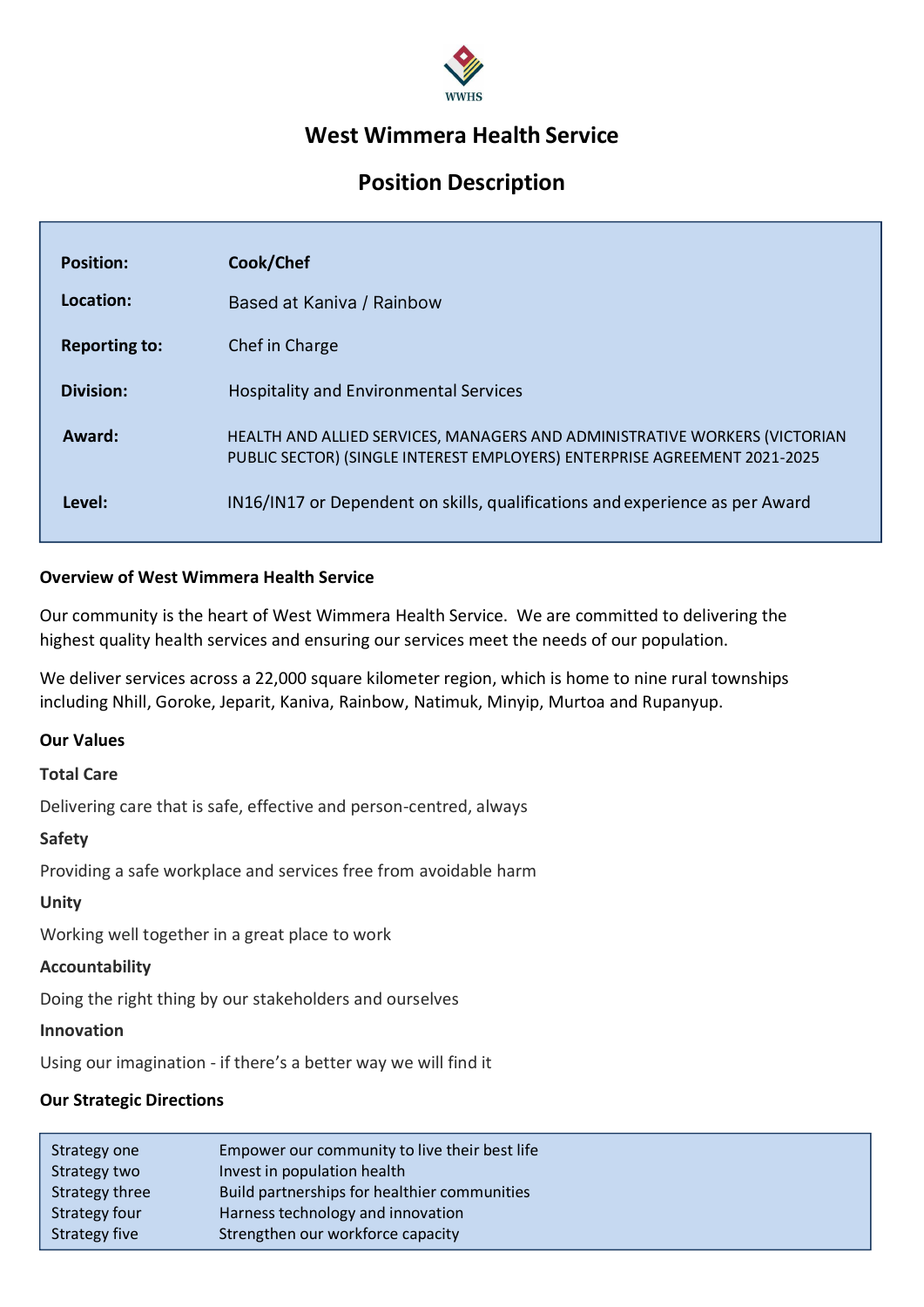WWHS

# West Wimmera Health Service

## Position Description

| | |
|---|---|
| **Position:** | **Cook/Chef** |
| **Location:** | Based at Kaniva / Rainbow |
| **Reporting to:** | Chef in Charge |
| **Division:** | Hospitality and Environmental Services |
| **Award:** | HEALTH AND ALLIED SERVICES, MANAGERS AND ADMINISTRATIVE WORKERS (VICTORIAN PUBLIC SECTOR) (SINGLE INTEREST EMPLOYERS) ENTERPRISE AGREEMENT 2021-2025 |
| **Level:** | IN16/IN17 or Dependent on skills, qualifications and experience as per Award |

### Overview of West Wimmera Health Service

Our community is the heart of West Wimmera Health Service. We are committed to delivering the highest quality health services and ensuring our services meet the needs of our population.

We deliver services across a 22,000 square kilometer region, which is home to nine rural townships including Nhill, Goroke, Jeparit, Kaniva, Rainbow, Natimuk, Minyip, Murtoa and Rupanyup.

### Our Values

**Total Care**

Delivering care that is safe, effective and person-centred, always

**Safety**

Providing a safe workplace and services free from avoidable harm

**Unity**

Working well together in a great place to work

**Accountability**

Doing the right thing by our stakeholders and ourselves

**Innovation**

Using our imagination - if there's a better way we will find it

### Our Strategic Directions

| | |
|---|---|
| Strategy one | Empower our community to live their best life |
| Strategy two | Invest in population health |
| Strategy three | Build partnerships for healthier communities |
| Strategy four | Harness technology and innovation |
| Strategy five | Strengthen our workforce capacity |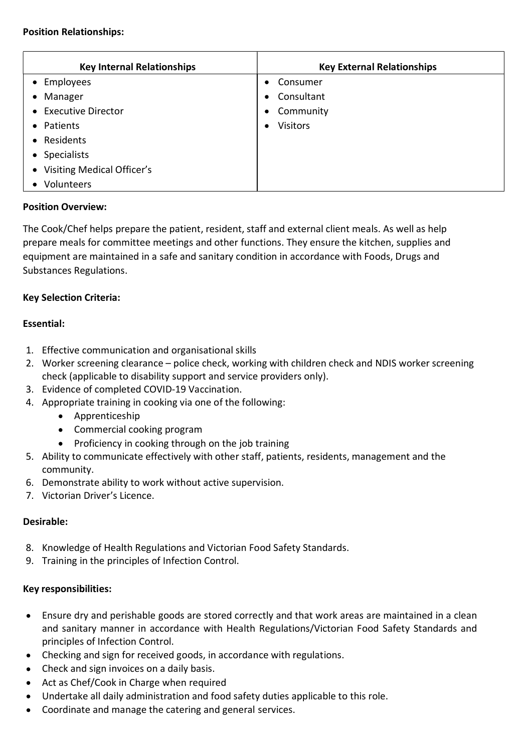**Position Relationships:**

| Key Internal Relationships | Key External Relationships |
|---|---|
| • Employees<br>• Manager<br>• Executive Director<br>• Patients<br>• Residents<br>• Specialists<br>• Visiting Medical Officer's<br>• Volunteers | • Consumer<br>• Consultant<br>• Community<br>• Visitors |

**Position Overview:**

The Cook/Chef helps prepare the patient, resident, staff and external client meals. As well as help prepare meals for committee meetings and other functions. They ensure the kitchen, supplies and equipment are maintained in a safe and sanitary condition in accordance with Foods, Drugs and Substances Regulations.

**Key Selection Criteria:**

**Essential:**

1. Effective communication and organisational skills
2. Worker screening clearance – police check, working with children check and NDIS worker screening check (applicable to disability support and service providers only).
3. Evidence of completed COVID-19 Vaccination.
4. Appropriate training in cooking via one of the following:
   - Apprenticeship
   - Commercial cooking program
   - Proficiency in cooking through on the job training
5. Ability to communicate effectively with other staff, patients, residents, management and the community.
6. Demonstrate ability to work without active supervision.
7. Victorian Driver's Licence.

**Desirable:**

8. Knowledge of Health Regulations and Victorian Food Safety Standards.
9. Training in the principles of Infection Control.

**Key responsibilities:**

- Ensure dry and perishable goods are stored correctly and that work areas are maintained in a clean and sanitary manner in accordance with Health Regulations/Victorian Food Safety Standards and principles of Infection Control.
- Checking and sign for received goods, in accordance with regulations.
- Check and sign invoices on a daily basis.
- Act as Chef/Cook in Charge when required
- Undertake all daily administration and food safety duties applicable to this role.
- Coordinate and manage the catering and general services.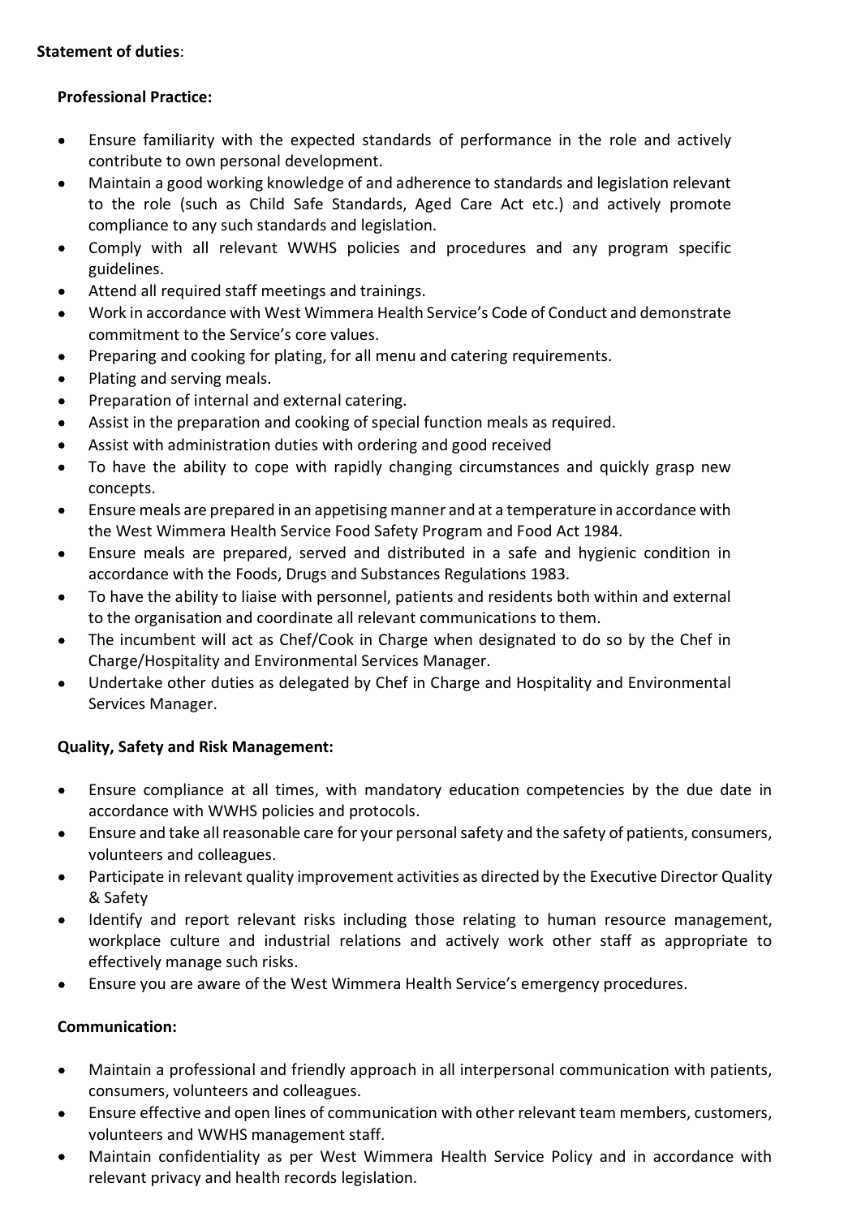**Statement of duties**:

**Professional Practice:**

- Ensure familiarity with the expected standards of performance in the role and actively contribute to own personal development.
- Maintain a good working knowledge of and adherence to standards and legislation relevant to the role (such as Child Safe Standards, Aged Care Act etc.) and actively promote compliance to any such standards and legislation.
- Comply with all relevant WWHS policies and procedures and any program specific guidelines.
- Attend all required staff meetings and trainings.
- Work in accordance with West Wimmera Health Service's Code of Conduct and demonstrate commitment to the Service's core values.
- Preparing and cooking for plating, for all menu and catering requirements.
- Plating and serving meals.
- Preparation of internal and external catering.
- Assist in the preparation and cooking of special function meals as required.
- Assist with administration duties with ordering and good received
- To have the ability to cope with rapidly changing circumstances and quickly grasp new concepts.
- Ensure meals are prepared in an appetising manner and at a temperature in accordance with the West Wimmera Health Service Food Safety Program and Food Act 1984.
- Ensure meals are prepared, served and distributed in a safe and hygienic condition in accordance with the Foods, Drugs and Substances Regulations 1983.
- To have the ability to liaise with personnel, patients and residents both within and external to the organisation and coordinate all relevant communications to them.
- The incumbent will act as Chef/Cook in Charge when designated to do so by the Chef in Charge/Hospitality and Environmental Services Manager.
- Undertake other duties as delegated by Chef in Charge and Hospitality and Environmental Services Manager.

**Quality, Safety and Risk Management:**

- Ensure compliance at all times, with mandatory education competencies by the due date in accordance with WWHS policies and protocols.
- Ensure and take all reasonable care for your personal safety and the safety of patients, consumers, volunteers and colleagues.
- Participate in relevant quality improvement activities as directed by the Executive Director Quality & Safety
- Identify and report relevant risks including those relating to human resource management, workplace culture and industrial relations and actively work other staff as appropriate to effectively manage such risks.
- Ensure you are aware of the West Wimmera Health Service's emergency procedures.

**Communication:**

- Maintain a professional and friendly approach in all interpersonal communication with patients, consumers, volunteers and colleagues.
- Ensure effective and open lines of communication with other relevant team members, customers, volunteers and WWHS management staff.
- Maintain confidentiality as per West Wimmera Health Service Policy and in accordance with relevant privacy and health records legislation.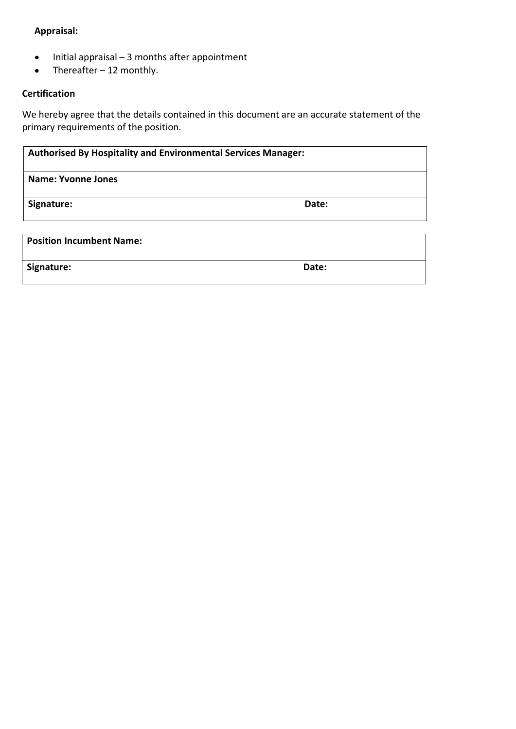**Appraisal:**

- Initial appraisal – 3 months after appointment
- Thereafter – 12 monthly.

**Certification**

We hereby agree that the details contained in this document are an accurate statement of the primary requirements of the position.

| | |
|---|---|
| **Authorised By Hospitality and Environmental Services Manager:** | |
| **Name: Yvonne Jones** | |
| **Signature:** | **Date:** |

| | |
|---|---|
| **Position Incumbent Name:** | |
| **Signature:** | **Date:** |